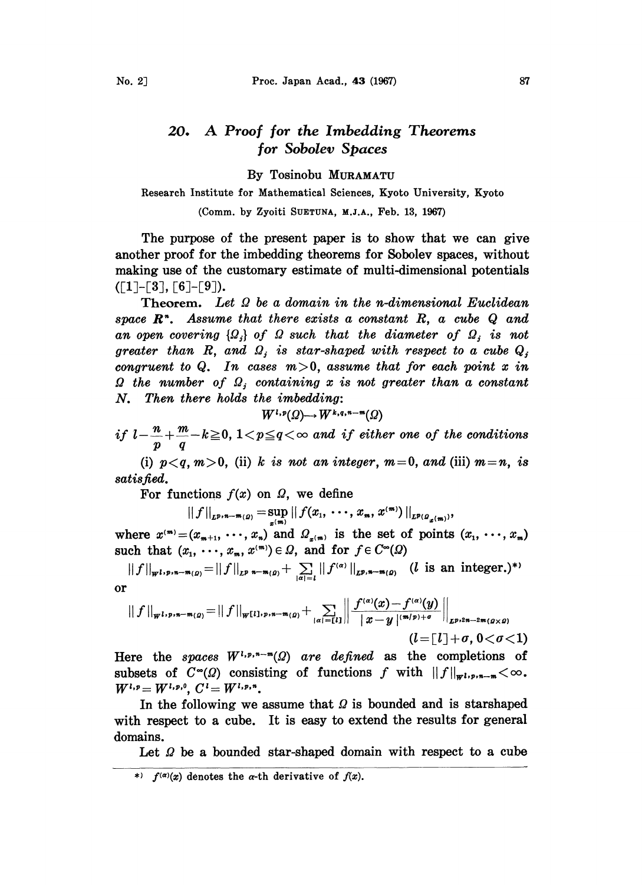# 20. A Proof for the Imbedding Theorems for Sobolev Spaces

By Tosinobu MURAMATU

Research Institute for Mathematical Sciences, Kyoto University, Kyoto

(Comm. by Zyoiti SUETUNA, M.J.A., Feb. 13, 1967)

The purpose of the present paper is to show that we can give another proof for the imbedding theorems for Sobolev spaces, without making use of the customary estimate of multi-dimensional potentials ([1]-[3], [6]-[9]).

**Theorem.** *Let $\Omega$ be a domain in the n-dimensional Euclidean space $\boldsymbol{R}^n$. Assume that there exists a constant $R$, a cube $Q$ and an open covering $\{\Omega_j\}$ of $\Omega$ such that the diameter of $\Omega_j$ is not greater than $R$, and $\Omega_j$ is star-shaped with respect to a cube $Q_j$ congruent to $Q$. In cases $m>0$, assume that for each point $x$ in $\Omega$ the number of $\Omega_j$ containing $x$ is not greater than a constant $N$. Then there holds the imbedding:*

$$W^{l,p}(\Omega)\rightarrow W^{k,q,n-m}(\Omega)$$

*if $l-\dfrac{n}{p}+\dfrac{m}{q}-k\geqq 0$, $1<p\leqq q<\infty$ and if either one of the conditions*

*(i) $p<q$, $m>0$, (ii) $k$ is not an integer, $m=0$, and (iii) $m=n$, is satisfied.*

For functions $f(x)$ on $\Omega$, we define

$$\|f\|_{L^{p,n-m}(\Omega)}=\sup_{x^{(m)}}\|f(x_1,\cdots,x_m,x^{(m)})\|_{L^p(\Omega_{x^{(m)}})},$$

where $x^{(m)}=(x_{m+1},\cdots,x_n)$ and $\Omega_{x^{(m)}}$ is the set of points $(x_1,\cdots,x_m)$ such that $(x_1,\cdots,x_m,x^{(m)})\in\Omega$, and for $f\in C^\infty(\Omega)$

$$\|f\|_{W^{l,p,n-m}(\Omega)}=\|f\|_{L^{p,n-m}(\Omega)}+\sum_{|\alpha|=l}\|f^{(\alpha)}\|_{L^{p,n-m}(\Omega)}\quad(l\text{ is an integer.})^{*)}$$

or

$$\|f\|_{W^{l,p,n-m}(\Omega)}=\|f\|_{W^{[l],p,n-m}(\Omega)}+\sum_{|\alpha|=[l]}\left\|\frac{f^{(\alpha)}(x)-f^{(\alpha)}(y)}{|x-y|^{(m/p)+\sigma}}\right\|_{L^{p,2n-2m}(\Omega\times\Omega)}$$

$$(l=[l]+\sigma,\ 0<\sigma<1)$$

Here the *spaces* $W^{l,p,n-m}(\Omega)$ *are defined* as the completions of subsets of $C^\infty(\Omega)$ consisting of functions $f$ with $\|f\|_{W^{l,p,n-m}}<\infty$. $W^{l,p}=W^{l,p,0}$, $C^l=W^{l,p,n}$.

In the following we assume that $\Omega$ is bounded and is starshaped with respect to a cube. It is easy to extend the results for general domains.

Let $\Omega$ be a bounded star-shaped domain with respect to a cube

---

*) $f^{(\alpha)}(x)$ denotes the $\alpha$-th derivative of $f(x)$.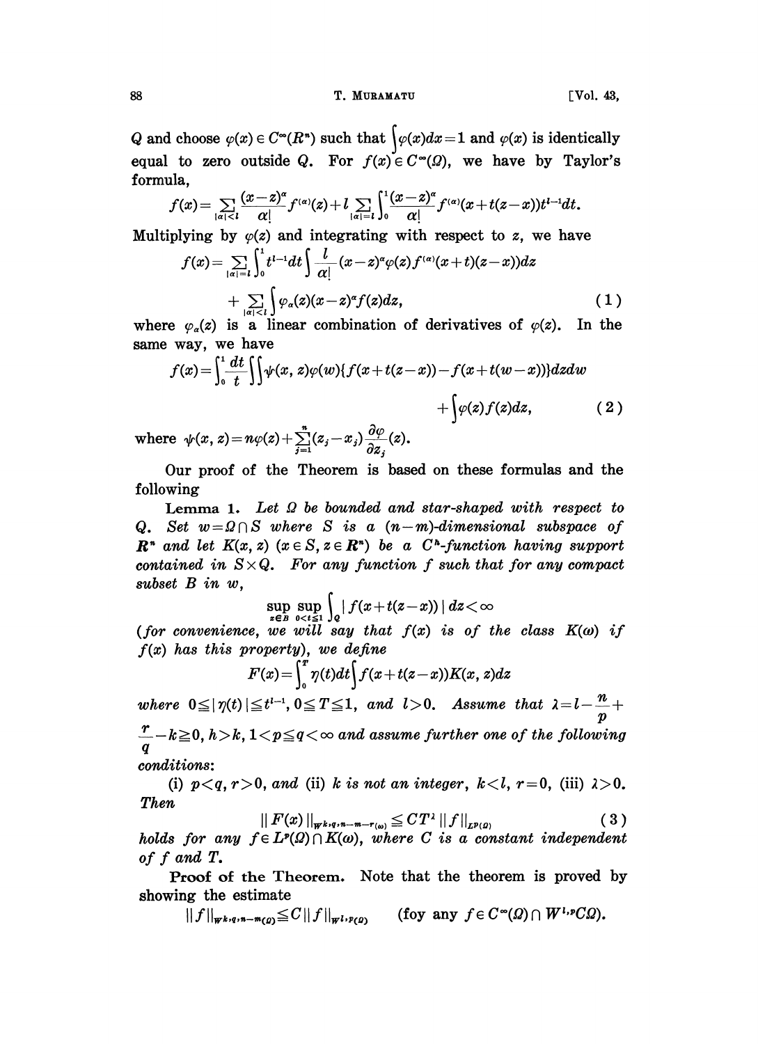$Q$ and choose $\varphi(x) \in C^\infty(R^n)$ such that $\int \varphi(x)dx = 1$ and $\varphi(x)$ is identically equal to zero outside $Q$. For $f(x) \in C^\infty(\Omega)$, we have by Taylor's formula,

$$f(x) = \sum_{|\alpha|<l} \frac{(x-z)^\alpha}{\alpha!} f^{(\alpha)}(z) + l \sum_{|\alpha|=l} \int_0^1 \frac{(x-z)^\alpha}{\alpha!} f^{(\alpha)}(x+t(z-x))t^{l-1}dt.$$

Multiplying by $\varphi(z)$ and integrating with respect to $z$, we have

$$f(x) = \sum_{|\alpha|=l} \int_0^1 t^{l-1}dt \int \frac{l}{\alpha!}(x-z)^\alpha \varphi(z) f^{(\alpha)}(x+t)(z-x))dz + \sum_{|\alpha|<l} \int \varphi_\alpha(z)(x-z)^\alpha f(z)dz, \tag{1}$$

where $\varphi_\alpha(z)$ is a linear combination of derivatives of $\varphi(z)$. In the same way, we have

$$f(x) = \int_0^1 \frac{dt}{t} \iint \psi(x, z)\varphi(w)\{f(x+t(z-x)) - f(x+t(w-x))\}dzdw + \int \varphi(z)f(z)dz, \tag{2}$$

where $\psi(x, z) = n\varphi(z) + \sum_{j=1}^n (z_j - x_j)\dfrac{\partial \varphi}{\partial z_j}(z)$.

Our proof of the Theorem is based on these formulas and the following

**Lemma 1.** *Let $\Omega$ be bounded and star-shaped with respect to $Q$. Set $w = \Omega \cap S$ where $S$ is a $(n-m)$-dimensional subspace of $\boldsymbol{R}^n$ and let $K(x, z)$ $(x \in S, z \in \boldsymbol{R}^n)$ be a $C^h$-function having support contained in $S \times Q$. For any function $f$ such that for any compact subset $B$ in $w$,*

$$\sup_{x \in B} \sup_{0<t\leq 1} \int_Q |f(x+t(z-x))|dz < \infty$$

*(for convenience, we will say that $f(x)$ is of the class $K(\omega)$ if $f(x)$ has this property), we define*

$$F(x) = \int_0^T \eta(t)dt \int f(x+t(z-x))K(x, z)dz$$

*where $0 \leq |\eta(t)| \leq t^{l-1}$, $0 \leq T \leq 1$, and $l > 0$. Assume that $\lambda = l - \dfrac{n}{p} + \dfrac{r}{q} - k \geqq 0$, $h > k$, $1 < p \leqq q < \infty$ and assume further one of the following conditions:*

(i) $p < q$, $r > 0$, *and* (ii) $k$ *is not an integer*, $k < l$, $r = 0$, (iii) $\lambda > 0$. *Then*

$$\| F(x) \|_{W^{k,q,n-m-r}(\omega)} \leqq CT^\lambda \| f \|_{L^p(\Omega)} \tag{3}$$

*holds for any $f \in L^p(\Omega) \cap K(\omega)$, where $C$ is a constant independent of $f$ and $T$.*

**Proof of the Theorem.** Note that the theorem is proved by showing the estimate

$$\| f \|_{W^{k,q,n-m}(\Omega)} \leqq C \| f \|_{W^{l,p}(\Omega)} \qquad (\text{foy any } f \in C^\infty(\Omega) \cap W^{l,p}C\Omega).$$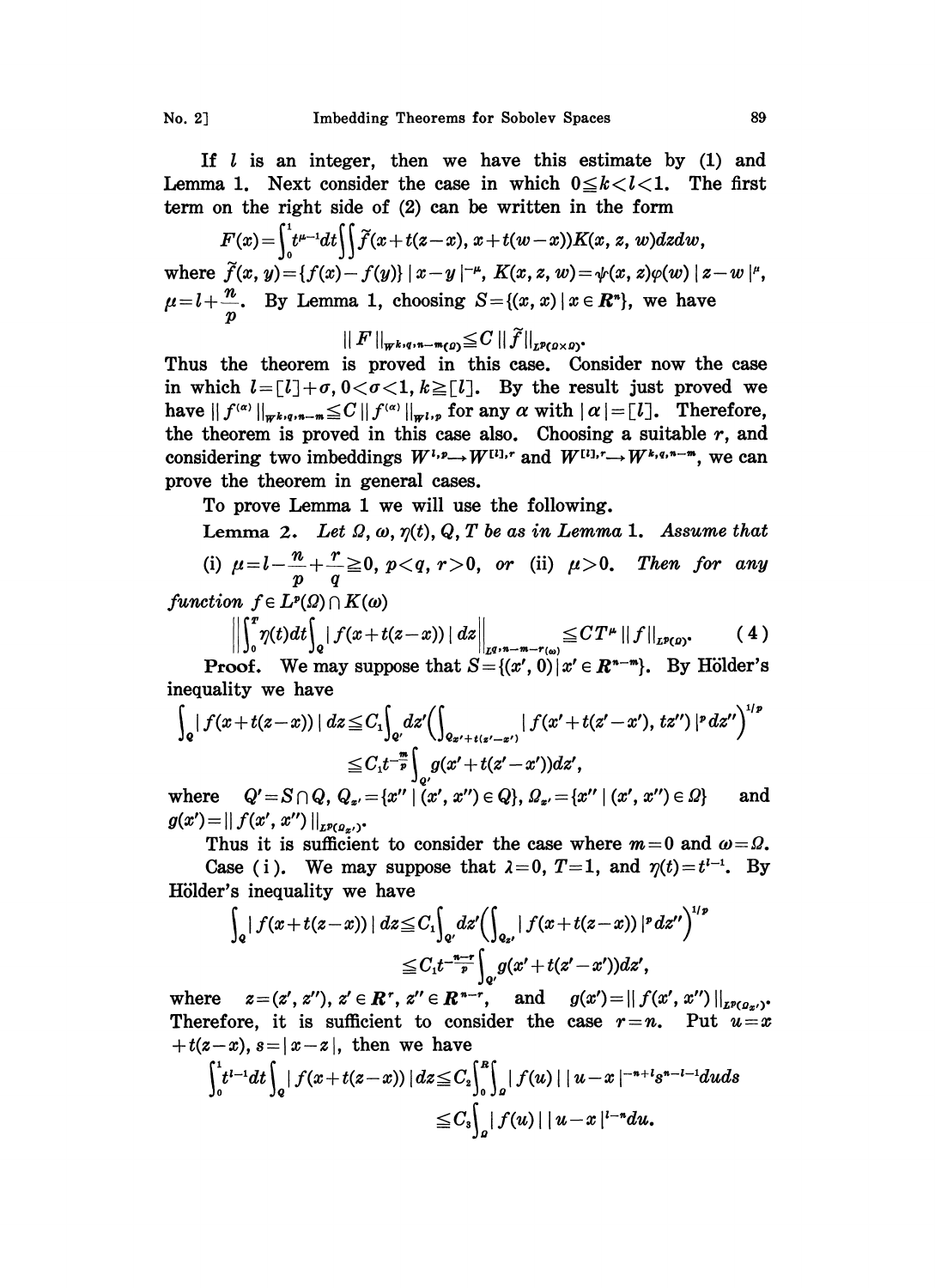If $l$ is an integer, then we have this estimate by (1) and Lemma 1. Next consider the case in which $0 \leq k < l < 1$. The first term on the right side of (2) can be written in the form

$$F(x) = \int_0^1 t^{\mu-1} dt \iint \tilde{f}(x+t(z-x), x+t(w-x)) K(x, z, w) dz dw,$$

where $\tilde{f}(x, y) = \{f(x) - f(y)\} |x-y|^{-\mu}$, $K(x, z, w) = \psi(x, z)\varphi(w) |z-w|^{\mu}$, $\mu = l + \frac{n}{p}$. By Lemma 1, choosing $S = \{(x, x) \mid x \in \boldsymbol{R}^n\}$, we have

$$\| F \|_{W^{k,q,n-m}(\Omega)} \leq C \| \tilde{f} \|_{L^p(\Omega \times \Omega)}.$$

Thus the theorem is proved in this case. Consider now the case in which $l = [l] + \sigma$, $0 < \sigma < 1$, $k \geq [l]$. By the result just proved we have $\| f^{(\alpha)} \|_{W^{k,q,n-m}} \leq C \| f^{(\alpha)} \|_{W^{l,p}}$ for any $\alpha$ with $|\alpha| = [l]$. Therefore, the theorem is proved in this case also. Choosing a suitable $r$, and considering two imbeddings $W^{l,p} \to W^{[l],r}$ and $W^{[l],r} \to W^{k,q,n-m}$, we can prove the theorem in general cases.

To prove Lemma 1 we will use the following.

**Lemma 2.** *Let $\Omega$, $\omega$, $\eta(t)$, $Q$, $T$ be as in Lemma 1. Assume that* (i) $\mu = l - \frac{n}{p} + \frac{r}{q} \geq 0$, $p < q$, $r > 0$, *or* (ii) $\mu > 0$. *Then for any function $f \in L^p(\Omega) \cap K(\omega)$*

$$\left\| \int_0^T \eta(t) dt \int_Q |f(x+t(z-x))| dz \right\|_{L^{q,n-m-r}(\omega)} \leq C T^{\mu} \| f \|_{L^p(\Omega)}. \tag{4}$$

**Proof.** We may suppose that $S = \{(x', 0) \mid x' \in \boldsymbol{R}^{n-m}\}$. By Hölder's inequality we have

$$\begin{aligned} \int_Q |f(x+t(z-x))| dz &\leq C_1 \int_{Q'} dz' \left( \int_{Q_{x'+t(z'-x')}} |f(x'+t(z'-x'), tz'')|^p dz'' \right)^{1/p} \\ &\leq C_1 t^{-\frac{m}{p}} \int_{Q'} g(x'+t(z'-x')) dz', \end{aligned}$$

where $Q' = S \cap Q$, $Q_{x'} = \{x'' \mid (x', x'') \in Q\}$, $\Omega_{x'} = \{x'' \mid (x', x'') \in \Omega\}$ and $g(x') = \| f(x', x'') \|_{L^p(\Omega_{x'})}$.

Thus it is sufficient to consider the case where $m = 0$ and $\omega = \Omega$.

Case (i). We may suppose that $\lambda = 0$, $T = 1$, and $\eta(t) = t^{l-1}$. By Hölder's inequality we have

$$\begin{aligned} \int_Q |f(x+t(z-x))| dz &\leq C_1 \int_{Q'} dz' \left( \int_{Q_{z'}} |f(x+t(z-x))|^p dz'' \right)^{1/p} \\ &\leq C_1 t^{-\frac{n-r}{p}} \int_{Q'} g(x'+t(z'-x')) dz', \end{aligned}$$

where $z = (z', z'')$, $z' \in \boldsymbol{R}^r$, $z'' \in \boldsymbol{R}^{n-r}$, and $g(x') = \| f(x', x'') \|_{L^p(\Omega_{x'})}$. Therefore, it is sufficient to consider the case $r = n$. Put $u = x + t(z-x)$, $s = |x-z|$, then we have

$$\begin{aligned} \int_0^1 t^{l-1} dt \int_Q |f(x+t(z-x))| dz &\leq C_2 \int_0^R \int_\Omega |f(u)| \, |u-x|^{-n+l} s^{n-l-1} du ds \\ &\leq C_3 \int_\Omega |f(u)| \, |u-x|^{l-n} du. \end{aligned}$$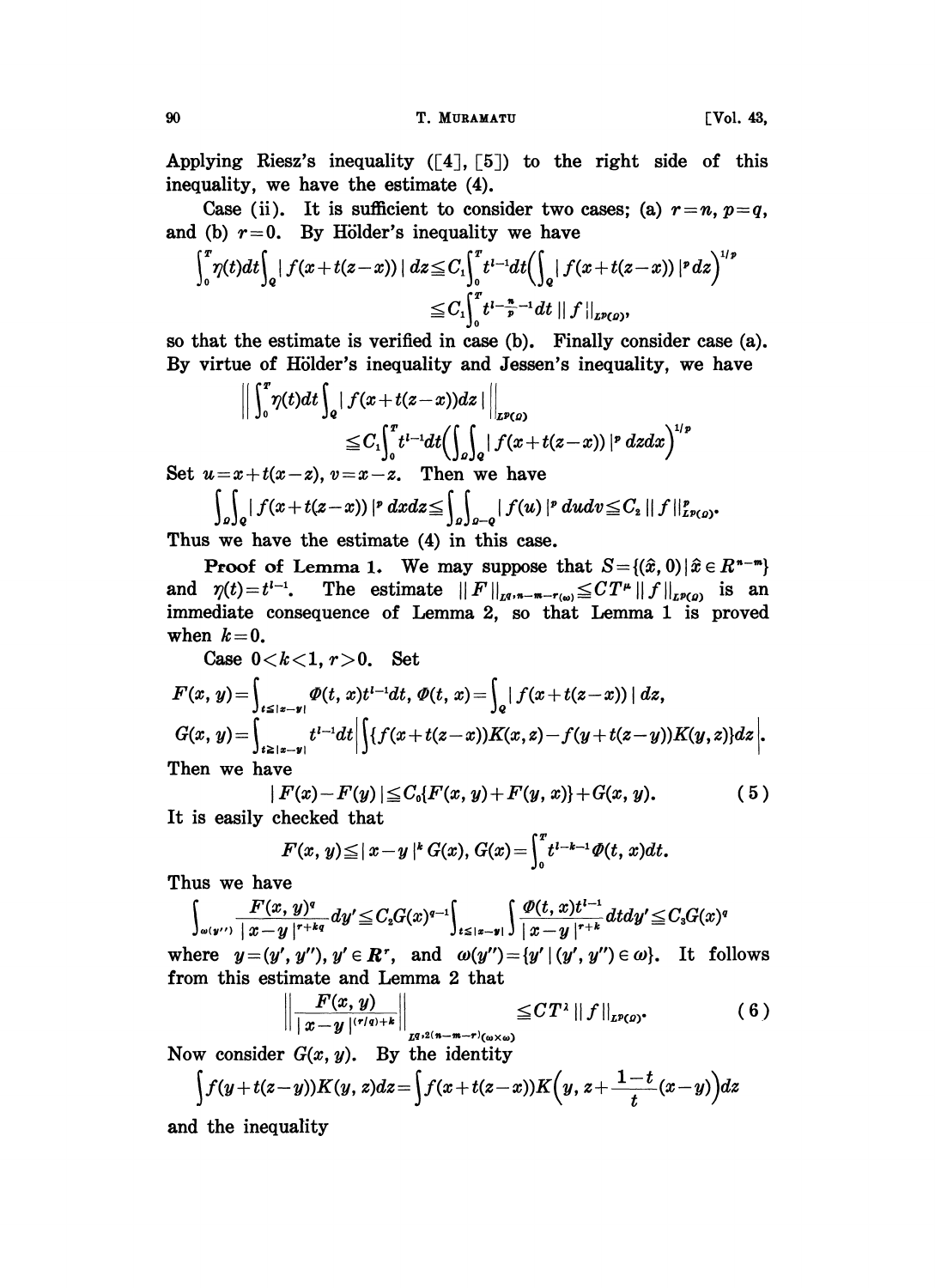Applying Riesz's inequality ([4], [5]) to the right side of this inequality, we have the estimate (4).

Case (ii). It is sufficient to consider two cases; (a) $r=n$, $p=q$, and (b) $r=0$. By Hölder's inequality we have

$$\int_0^T \eta(t)dt\int_Q |f(x+t(z-x))|\,dz \leqq C_1\int_0^T t^{l-1}dt\Big(\int_Q |f(x+t(z-x))|^p dz\Big)^{1/p}$$
$$\leqq C_1\int_0^T t^{l-\frac{n}{p}-1}dt\,\|f\|_{L^p(\Omega)},$$

so that the estimate is verified in case (b). Finally consider case (a). By virtue of Hölder's inequality and Jessen's inequality, we have

$$\Big\|\int_0^T \eta(t)dt\int_Q |f(x+t(z-x))dz|\Big\|_{L^p(\Omega)}$$
$$\leqq C_1\int_0^T t^{l-1}dt\Big(\int_\Omega\int_Q |f(x+t(z-x))|^p\,dzdx\Big)^{1/p}$$

Set $u=x+t(x-z)$, $v=x-z$. Then we have

$$\int_\Omega\int_Q |f(x+t(z-x))|^p\,dxdz \leqq \int_\Omega\int_{\Omega-Q} |f(u)|^p\,dudv \leqq C_2\|f\|^p_{L^p(\Omega)}.$$

Thus we have the estimate (4) in this case.

**Proof of Lemma 1.** We may suppose that $S=\{(\hat{x},0)\,|\,\hat{x}\in R^{n-m}\}$ and $\eta(t)=t^{l-1}$. The estimate $\|F\|_{L^{q,n-m-r}(\omega)}\leqq CT^\mu\|f\|_{L^p(\Omega)}$ is an immediate consequence of Lemma 2, so that Lemma 1 is proved when $k=0$.

Case $0<k<1$, $r>0$. Set

$$F(x,y)=\int_{t\leqq|x-y|}\Phi(t,x)t^{l-1}dt,\ \Phi(t,x)=\int_Q |f(x+t(z-x))|\,dz,$$
$$G(x,y)=\int_{t\geqq|x-y|}t^{l-1}dt\Big|\int\{f(x+t(z-x))K(x,z)-f(y+t(z-y))K(y,z)\}dz\Big|.$$

Then we have

$$|F(x)-F(y)|\leqq C_0\{F(x,y)+F(y,x)\}+G(x,y). \tag{5}$$

It is easily checked that

$$F(x,y)\leqq|x-y|^k G(x),\ G(x)=\int_0^T t^{l-k-1}\Phi(t,x)dt.$$

Thus we have

$$\int_{\omega(y'')}\frac{F(x,y)^q}{|x-y|^{r+kq}}dy'\leqq C_2G(x)^{q-1}\int_{t\leqq|x-y|}\int\frac{\Phi(t,x)t^{l-1}}{|x-y|^{r+k}}dtdy'\leqq C_3G(x)^q$$

where $y=(y',y'')$, $y'\in\boldsymbol{R}^r$, and $\omega(y'')=\{y'\,|\,(y',y'')\in\omega\}$. It follows from this estimate and Lemma 2 that

$$\Big\|\frac{F(x,y)}{|x-y|^{(r/q)+k}}\Big\|_{L^{q,2(n-m-r)}(\omega\times\omega)}\leqq CT^\lambda\|f\|_{L^p(\Omega)}. \tag{6}$$

Now consider $G(x,y)$. By the identity

$$\int f(y+t(z-y))K(y,z)dz=\int f(x+t(z-x))K\Big(y,z+\frac{1-t}{t}(x-y)\Big)dz$$

and the inequality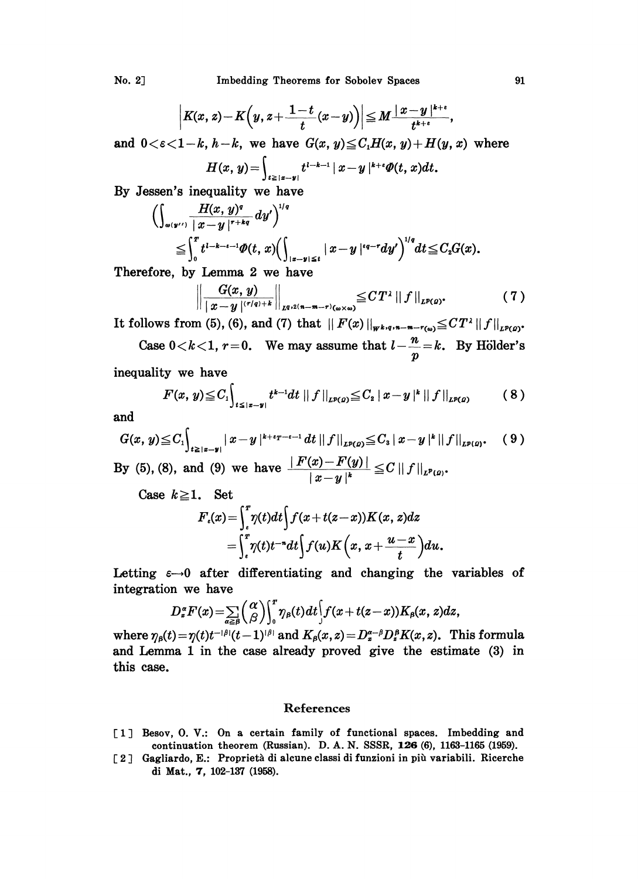$$\left|K(x, z)-K\left(y, z+\frac{1-t}{t}(x-y)\right)\right| \leqq M \frac{|x-y|^{k+\varepsilon}}{t^{k+\varepsilon}},$$

and $0<\varepsilon<1-k$, $h-k$, we have $G(x, y) \leqq C_1 H(x, y)+H(y, x)$ where

$$H(x, y)=\int_{t \geqq|x-y|} t^{l-k-1}|x-y|^{k+\varepsilon} \Phi(t, x) d t.$$

By Jessen's inequality we have

$$\begin{aligned} & \left(\int_{\omega(y'')} \frac{H(x, y)^q}{|x-y|^{r+kq}} d y'\right)^{1/q} \\ & \quad \leqq \int_0^T t^{l-k-\varepsilon-1} \Phi(t, x)\left(\int_{|x-y| \leqq t}|x-y|^{\varepsilon q-r} d y'\right)^{1/q} d t \leqq C_2 G(x). \end{aligned}$$

Therefore, by Lemma 2 we have

$$\left\|\frac{G(x, y)}{|x-y|^{(r/q)+k}}\right\|_{L^{q, 2(n-m-r)}(\omega \times \omega)} \leqq C T^\lambda\|f\|_{L^p(\Omega)}. \tag{7}$$

It follows from (5), (6), and (7) that $\|F(x)\|_{W^{k, q, n-m-r}(\omega)} \leqq C T^\lambda\|f\|_{L^p(\Omega)}$.

Case $0<k<1$, $r=0$. We may assume that $l-\dfrac{n}{p}=k$. By Hölder's inequality we have

$$F(x, y) \leqq C_1 \int_{t \leqq|x-y|} t^{k-1} d t\|f\|_{L^p(\Omega)} \leqq C_2|x-y|^k\|f\|_{L^p(\Omega)} \tag{8}$$

and

$$G(x, y) \leqq C_1 \int_{t \geqq|x-y|}|x-y|^{k+\varepsilon T-\varepsilon-1} d t\|f\|_{L^p(\Omega)} \leqq C_3|x-y|^k\|f\|_{L^p(\Omega)}. \tag{9}$$

By (5), (8), and (9) we have $\dfrac{|F(x)-F(y)|}{|x-y|^k} \leqq C\|f\|_{L^p(\Omega)}$.

Case $k \geqq 1$. Set

$$\begin{aligned} F_\varepsilon(x) & =\int_\varepsilon^T \eta(t) d t \int f(x+t(z-x)) K(x, z) d z \\ & =\int_\varepsilon^T \eta(t) t^{-n} d t \int f(u) K\left(x, x+\frac{u-x}{t}\right) d u . \end{aligned}$$

Letting $\varepsilon \rightarrow 0$ after differentiating and changing the variables of integration we have

$$D_x^\alpha F(x)=\sum_{\alpha \geqq \beta}\binom{\alpha}{\beta} \int_0^T \eta_\beta(t) d t \int f(x+t(z-x)) K_\beta(x, z) d z,$$

where $\eta_\beta(t)=\eta(t) t^{-|\beta|}(t-1)^{|\beta|}$ and $K_\beta(x, z)=D_x^{\alpha-\beta} D_z^\beta K(x, z)$. This formula and Lemma 1 in the case already proved give the estimate (3) in this case.

## References

[1] Besov, O. V.: On a certain family of functional spaces. Imbedding and continuation theorem (Russian). D. A. N. SSSR, **126** (6), 1163–1165 (1959).

[2] Gagliardo, E.: Proprietà di alcune classi di funzioni in più variabili. Ricerche di Mat., **7**, 102–137 (1958).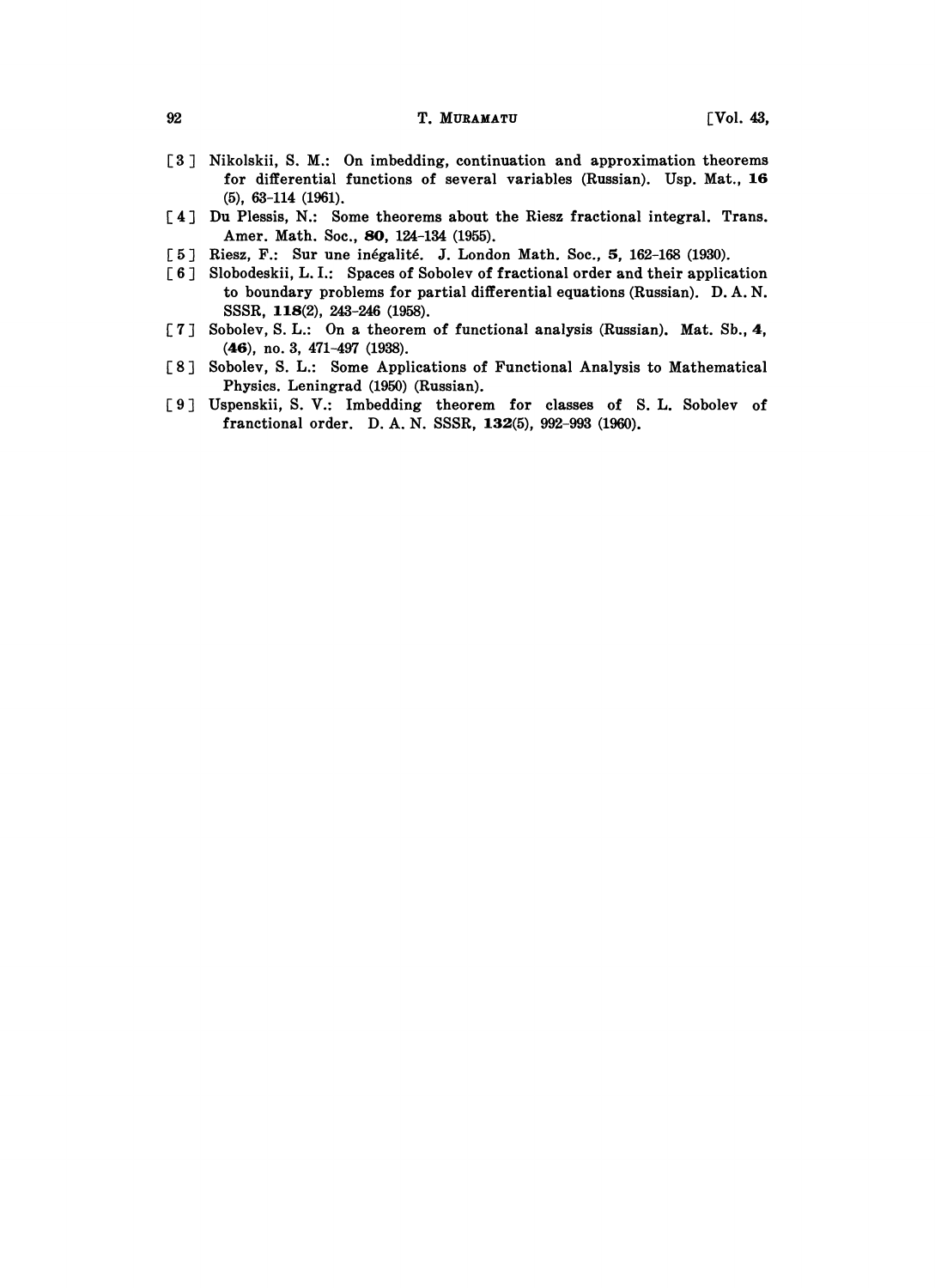[3] Nikolskii, S. M.: On imbedding, continuation and approximation theorems for differential functions of several variables (Russian). Usp. Mat., **16** (5), 63-114 (1961).

[4] Du Plessis, N.: Some theorems about the Riesz fractional integral. Trans. Amer. Math. Soc., **80**, 124-134 (1955).

[5] Riesz, F.: Sur une inégalité. J. London Math. Soc., **5**, 162-168 (1930).

[6] Slobodeskii, L. I.: Spaces of Sobolev of fractional order and their application to boundary problems for partial differential equations (Russian). D. A. N. SSSR, **118**(2), 243-246 (1958).

[7] Sobolev, S. L.: On a theorem of functional analysis (Russian). Mat. Sb., **4**, (**46**), no. 3, 471-497 (1938).

[8] Sobolev, S. L.: Some Applications of Functional Analysis to Mathematical Physics. Leningrad (1950) (Russian).

[9] Uspenskii, S. V.: Imbedding theorem for classes of S. L. Sobolev of franctional order. D. A. N. SSSR, **132**(5), 992-993 (1960).